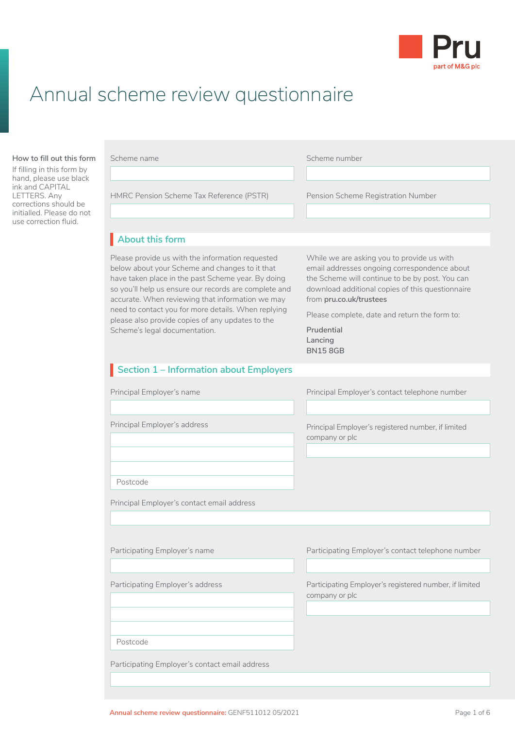Pru
part of M&G plc

# Annual scheme review questionnaire

**How to fill out this form**

If filling in this form by hand, please use black ink and CAPITAL LETTERS. Any corrections should be initialled. Please do not use correction fluid.

Scheme name

Scheme number

HMRC Pension Scheme Tax Reference (PSTR)

Pension Scheme Registration Number

## About this form

Please provide us with the information requested below about your Scheme and changes to it that have taken place in the past Scheme year. By doing so you'll help us ensure our records are complete and accurate. When reviewing that information we may need to contact you for more details. When replying please also provide copies of any updates to the Scheme's legal documentation.

While we are asking you to provide us with email addresses ongoing correspondence about the Scheme will continue to be by post. You can download additional copies of this questionnaire from **pru.co.uk/trustees**

Please complete, date and return the form to:

**Prudential**
**Lancing**
**BN15 8GB**

## Section 1 – Information about Employers

Principal Employer's name

Principal Employer's contact telephone number

Principal Employer's address

Postcode

Principal Employer's registered number, if limited company or plc

Principal Employer's contact email address

Participating Employer's name

Participating Employer's contact telephone number

Participating Employer's address

Postcode

Participating Employer's registered number, if limited company or plc

Participating Employer's contact email address

Annual scheme review questionnaire: GENF511012 05/2021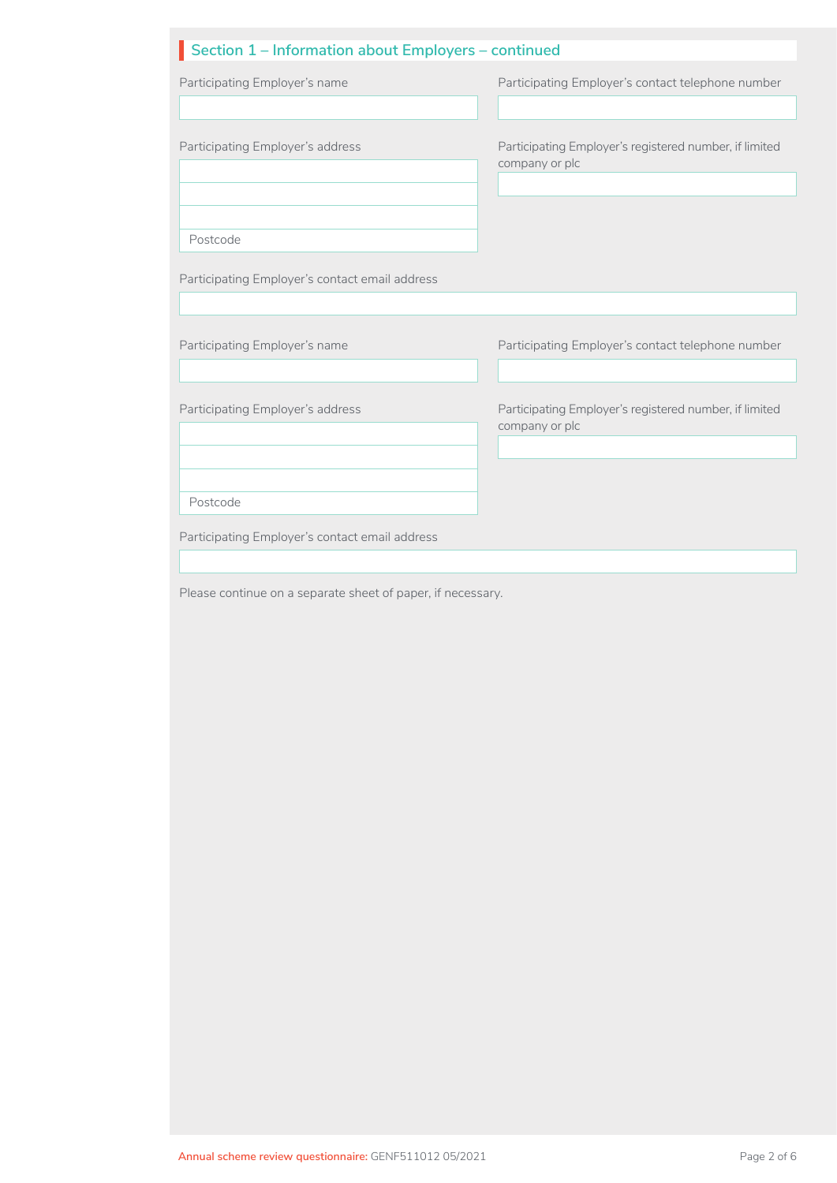## Section 1 – Information about Employers – continued

Participating Employer's name

Participating Employer's contact telephone number

Participating Employer's address

Postcode

Participating Employer's registered number, if limited company or plc

Participating Employer's contact email address

Participating Employer's name

Participating Employer's contact telephone number

Participating Employer's address

Postcode

Participating Employer's registered number, if limited company or plc

Participating Employer's contact email address

Please continue on a separate sheet of paper, if necessary.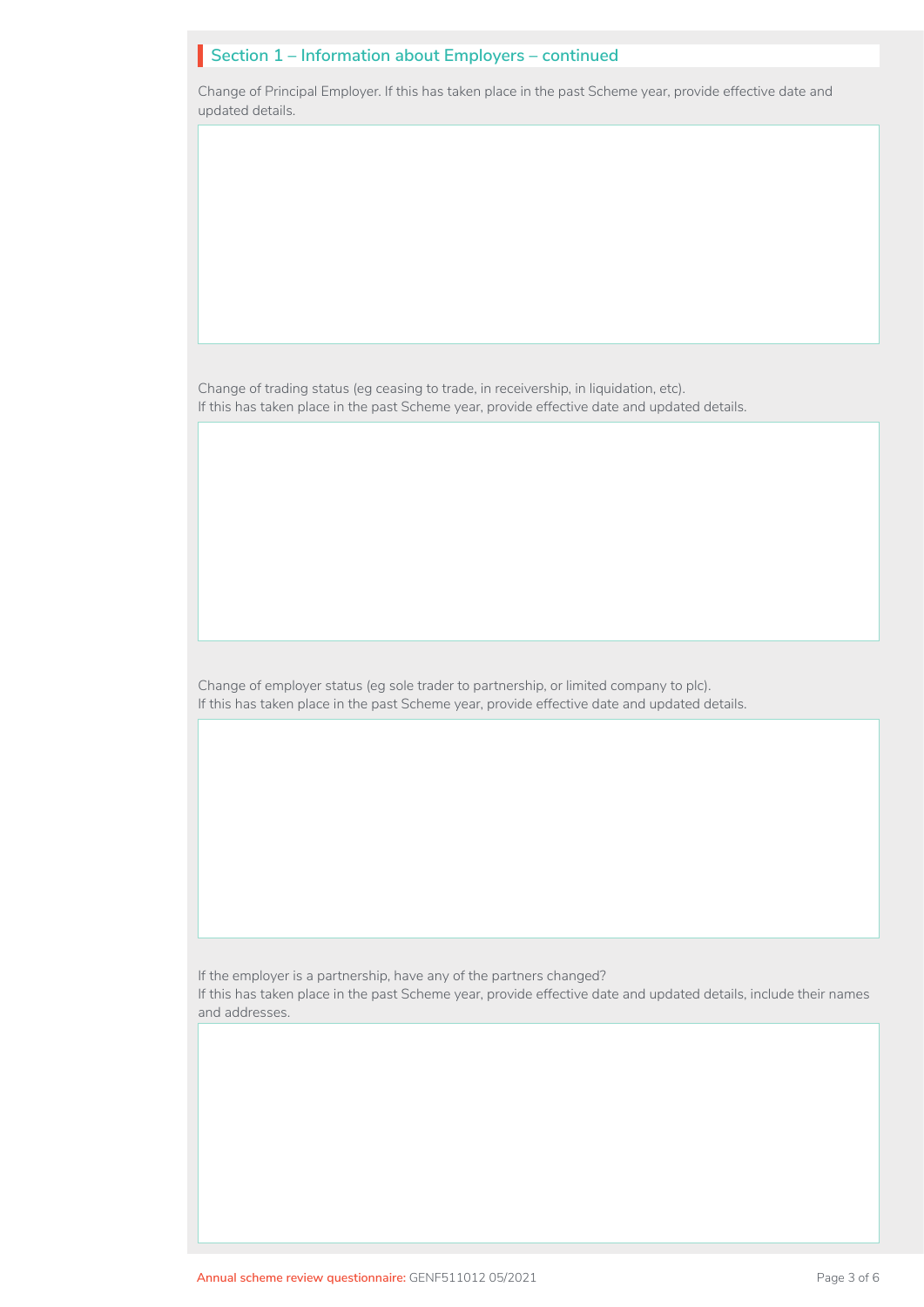## Section 1 – Information about Employers – continued

Change of Principal Employer. If this has taken place in the past Scheme year, provide effective date and updated details.

Change of trading status (eg ceasing to trade, in receivership, in liquidation, etc).
If this has taken place in the past Scheme year, provide effective date and updated details.

Change of employer status (eg sole trader to partnership, or limited company to plc).
If this has taken place in the past Scheme year, provide effective date and updated details.

If the employer is a partnership, have any of the partners changed?
If this has taken place in the past Scheme year, provide effective date and updated details, include their names and addresses.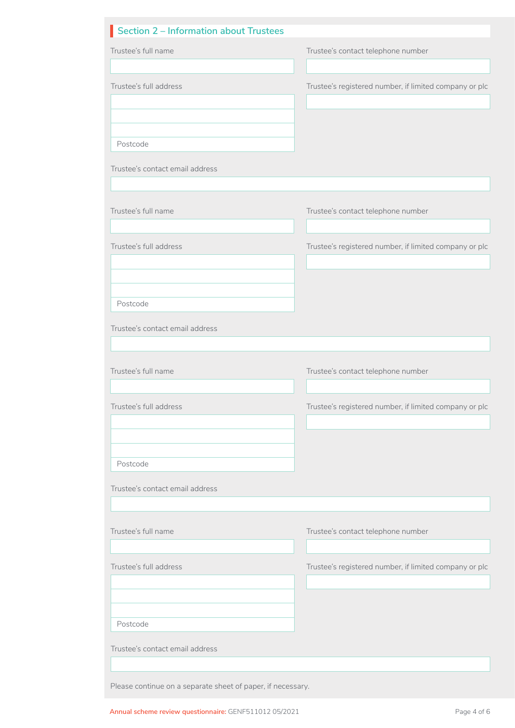## Section 2 – Information about Trustees

Trustee's full name

Trustee's contact telephone number

Trustee's full address

Postcode

Trustee's registered number, if limited company or plc

Trustee's contact email address

Trustee's full name

Trustee's contact telephone number

Trustee's full address

Postcode

Trustee's registered number, if limited company or plc

Trustee's contact email address

Trustee's full name

Trustee's contact telephone number

Trustee's full address

Postcode

Trustee's registered number, if limited company or plc

Trustee's contact email address

Trustee's full name

Trustee's contact telephone number

Trustee's full address

Postcode

Trustee's registered number, if limited company or plc

Trustee's contact email address

Please continue on a separate sheet of paper, if necessary.

Annual scheme review questionnaire: GENF511012 05/2021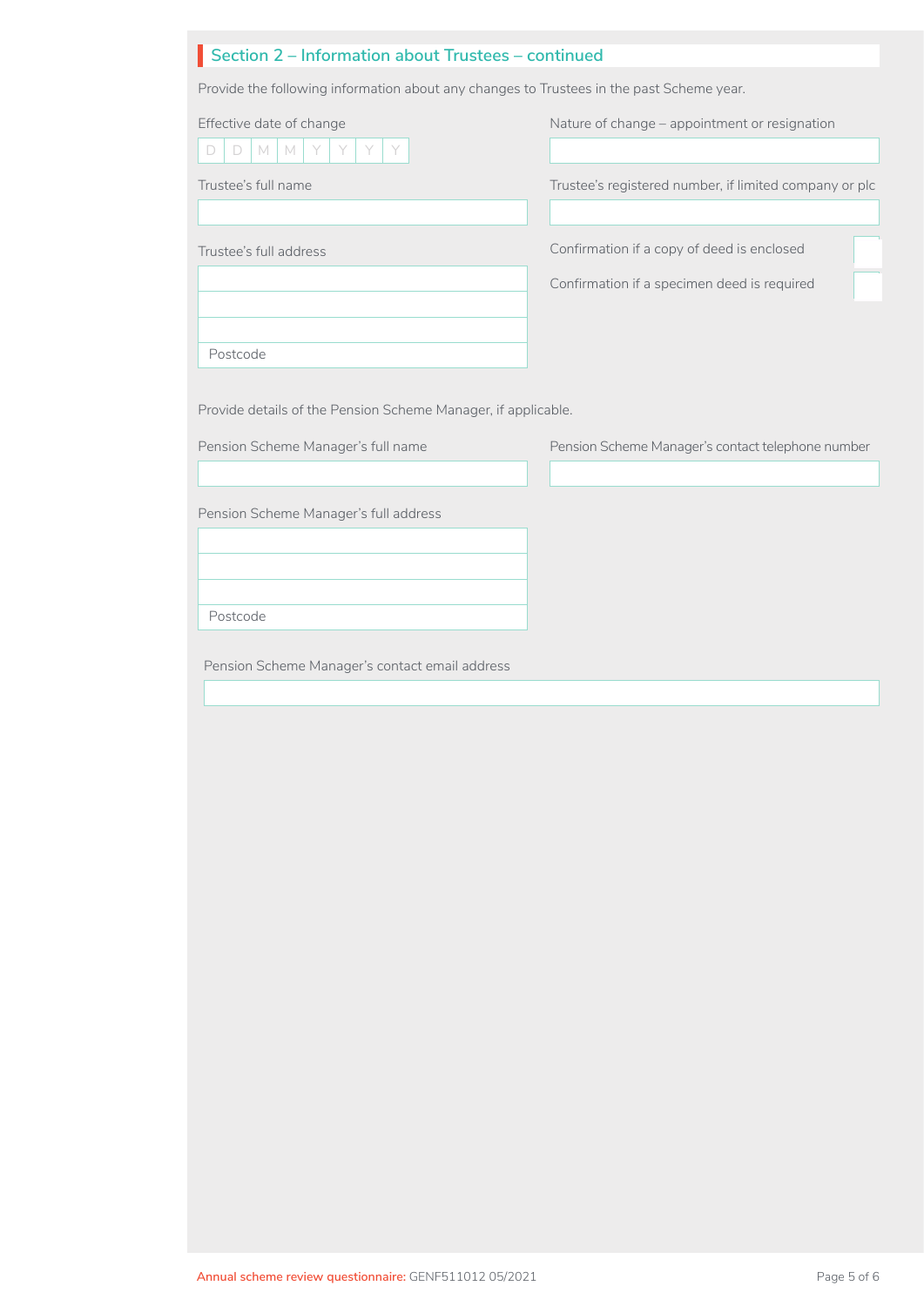## Section 2 – Information about Trustees – continued

Provide the following information about any changes to Trustees in the past Scheme year.

Effective date of change

D D M M Y Y Y Y

Nature of change – appointment or resignation

Trustee's full name

Trustee's registered number, if limited company or plc

Trustee's full address

Postcode

Confirmation if a copy of deed is enclosed

Confirmation if a specimen deed is required

Provide details of the Pension Scheme Manager, if applicable.

Pension Scheme Manager's full name

Pension Scheme Manager's contact telephone number

Pension Scheme Manager's full address

Postcode

Pension Scheme Manager's contact email address

Annual scheme review questionnaire: GENF511012 05/2021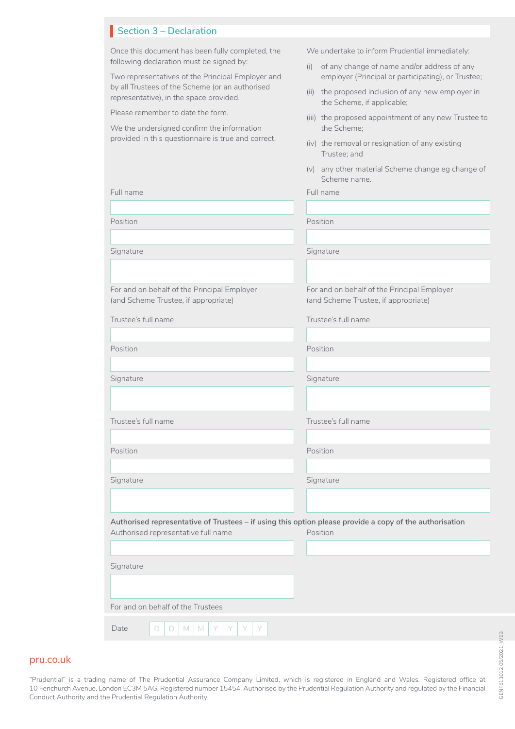## Section 3 – Declaration

Once this document has been fully completed, the following declaration must be signed by:

Two representatives of the Principal Employer and by all Trustees of the Scheme (or an authorised representative), in the space provided.

Please remember to date the form.

We the undersigned confirm the information provided in this questionnaire is true and correct.

We undertake to inform Prudential immediately:

(i) of any change of name and/or address of any employer (Principal or participating), or Trustee;

(ii) the proposed inclusion of any new employer in the Scheme, if applicable;

(iii) the proposed appointment of any new Trustee to the Scheme;

(iv) the removal or resignation of any existing Trustee; and

(v) any other material Scheme change eg change of Scheme name.

Full name

Position

Signature

For and on behalf of the Principal Employer (and Scheme Trustee, if appropriate)

Full name

Position

Signature

For and on behalf of the Principal Employer (and Scheme Trustee, if appropriate)

Trustee's full name

Position

Signature

Trustee's full name

Position

Signature

Trustee's full name

Position

Signature

Trustee's full name

Position

Signature

**Authorised representative of Trustees – if using this option please provide a copy of the authorisation**

Authorised representative full name

Position

Signature

For and on behalf of the Trustees

Date D D M M Y Y Y Y

pru.co.uk

"Prudential" is a trading name of The Prudential Assurance Company Limited, which is registered in England and Wales. Registered office at 10 Fenchurch Avenue, London EC3M 5AG. Registered number 15454. Authorised by the Prudential Regulation Authority and regulated by the Financial Conduct Authority and the Prudential Regulation Authority.

GENF511012 05/2021_WEB